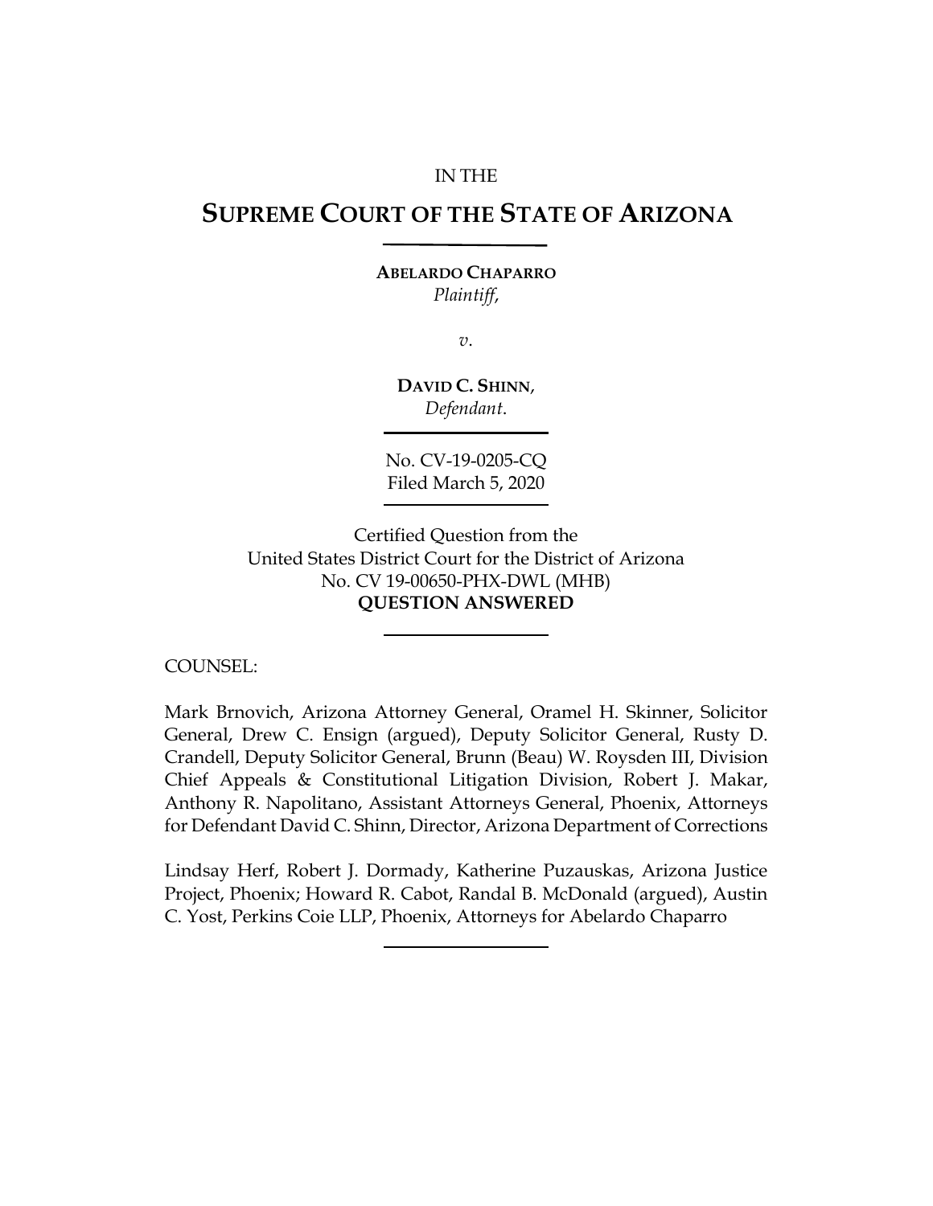IN THE

# SUPREME COURT OF THE STATE OF ARIZONA

**ABELARDO CHAPARRO**
*Plaintiff*,

*v.*

**DAVID C. SHINN**,
*Defendant*.

No. CV-19-0205-CQ
Filed March 5, 2020

Certified Question from the
United States District Court for the District of Arizona
No. CV 19-00650-PHX-DWL (MHB)
**QUESTION ANSWERED**

COUNSEL:

Mark Brnovich, Arizona Attorney General, Oramel H. Skinner, Solicitor General, Drew C. Ensign (argued), Deputy Solicitor General, Rusty D. Crandell, Deputy Solicitor General, Brunn (Beau) W. Roysden III, Division Chief Appeals & Constitutional Litigation Division, Robert J. Makar, Anthony R. Napolitano, Assistant Attorneys General, Phoenix, Attorneys for Defendant David C. Shinn, Director, Arizona Department of Corrections

Lindsay Herf, Robert J. Dormady, Katherine Puzauskas, Arizona Justice Project, Phoenix; Howard R. Cabot, Randal B. McDonald (argued), Austin C. Yost, Perkins Coie LLP, Phoenix, Attorneys for Abelardo Chaparro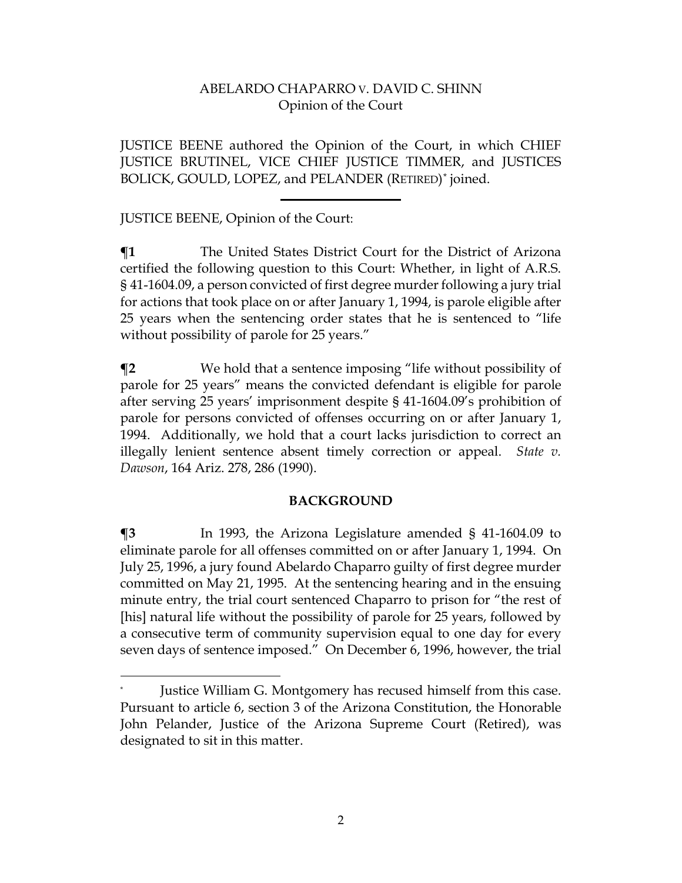ABELARDO CHAPARRO V. DAVID C. SHINN
Opinion of the Court

JUSTICE BEENE authored the Opinion of the Court, in which CHIEF JUSTICE BRUTINEL, VICE CHIEF JUSTICE TIMMER, and JUSTICES BOLICK, GOULD, LOPEZ, and PELANDER (RETIRED)* joined.

---

JUSTICE BEENE, Opinion of the Court:

**¶1** The United States District Court for the District of Arizona certified the following question to this Court: Whether, in light of A.R.S. § 41-1604.09, a person convicted of first degree murder following a jury trial for actions that took place on or after January 1, 1994, is parole eligible after 25 years when the sentencing order states that he is sentenced to "life without possibility of parole for 25 years."

**¶2** We hold that a sentence imposing "life without possibility of parole for 25 years" means the convicted defendant is eligible for parole after serving 25 years' imprisonment despite § 41-1604.09's prohibition of parole for persons convicted of offenses occurring on or after January 1, 1994. Additionally, we hold that a court lacks jurisdiction to correct an illegally lenient sentence absent timely correction or appeal. *State v. Dawson*, 164 Ariz. 278, 286 (1990).

## BACKGROUND

**¶3** In 1993, the Arizona Legislature amended § 41-1604.09 to eliminate parole for all offenses committed on or after January 1, 1994. On July 25, 1996, a jury found Abelardo Chaparro guilty of first degree murder committed on May 21, 1995. At the sentencing hearing and in the ensuing minute entry, the trial court sentenced Chaparro to prison for "the rest of [his] natural life without the possibility of parole for 25 years, followed by a consecutive term of community supervision equal to one day for every seven days of sentence imposed." On December 6, 1996, however, the trial

---

* Justice William G. Montgomery has recused himself from this case. Pursuant to article 6, section 3 of the Arizona Constitution, the Honorable John Pelander, Justice of the Arizona Supreme Court (Retired), was designated to sit in this matter.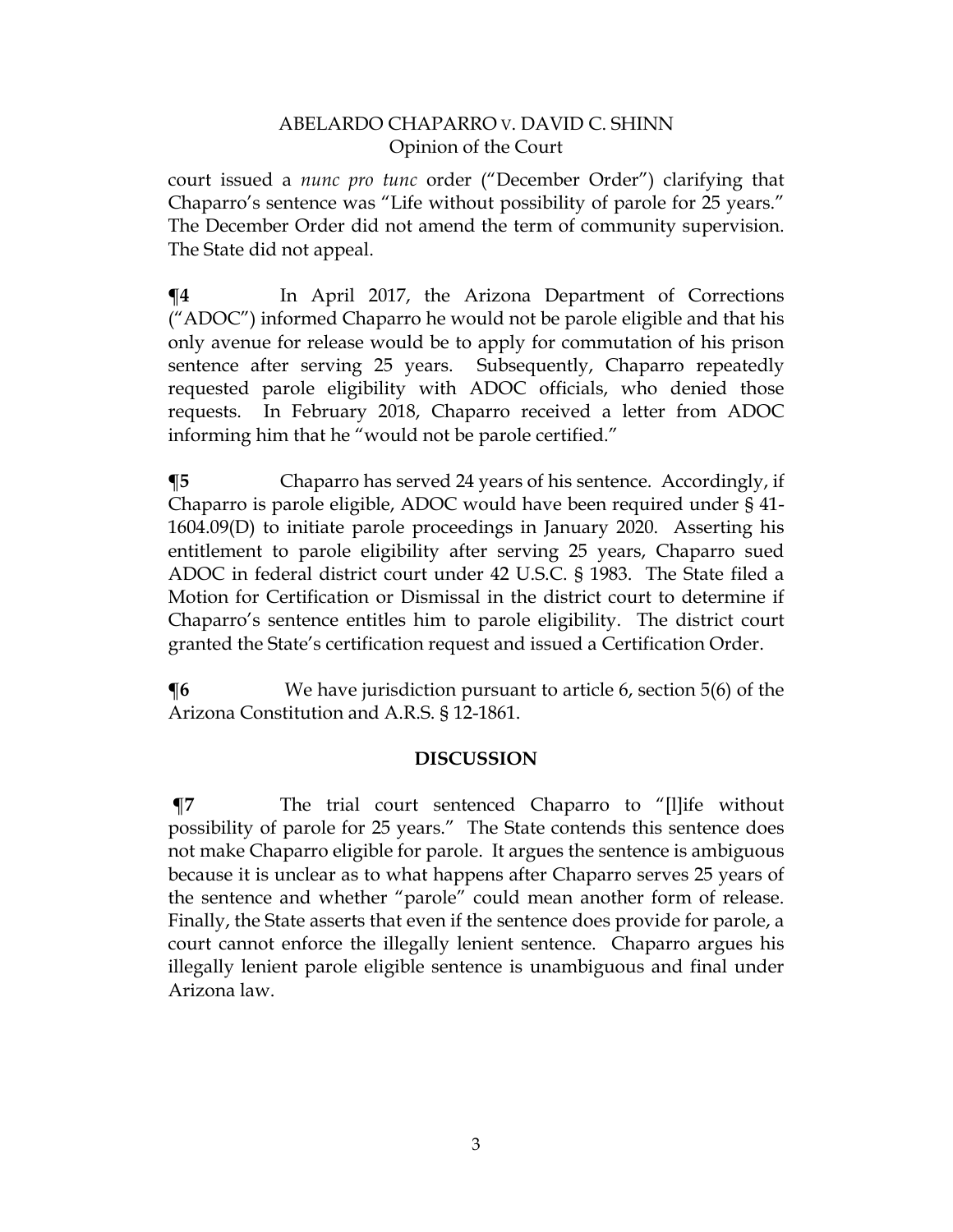court issued a *nunc pro tunc* order ("December Order") clarifying that Chaparro's sentence was "Life without possibility of parole for 25 years." The December Order did not amend the term of community supervision. The State did not appeal.

**¶4** In April 2017, the Arizona Department of Corrections ("ADOC") informed Chaparro he would not be parole eligible and that his only avenue for release would be to apply for commutation of his prison sentence after serving 25 years. Subsequently, Chaparro repeatedly requested parole eligibility with ADOC officials, who denied those requests. In February 2018, Chaparro received a letter from ADOC informing him that he "would not be parole certified."

**¶5** Chaparro has served 24 years of his sentence. Accordingly, if Chaparro is parole eligible, ADOC would have been required under § 41-1604.09(D) to initiate parole proceedings in January 2020. Asserting his entitlement to parole eligibility after serving 25 years, Chaparro sued ADOC in federal district court under 42 U.S.C. § 1983. The State filed a Motion for Certification or Dismissal in the district court to determine if Chaparro's sentence entitles him to parole eligibility. The district court granted the State's certification request and issued a Certification Order.

**¶6** We have jurisdiction pursuant to article 6, section 5(6) of the Arizona Constitution and A.R.S. § 12-1861.

## DISCUSSION

**¶7** The trial court sentenced Chaparro to "[l]ife without possibility of parole for 25 years." The State contends this sentence does not make Chaparro eligible for parole. It argues the sentence is ambiguous because it is unclear as to what happens after Chaparro serves 25 years of the sentence and whether "parole" could mean another form of release. Finally, the State asserts that even if the sentence does provide for parole, a court cannot enforce the illegally lenient sentence. Chaparro argues his illegally lenient parole eligible sentence is unambiguous and final under Arizona law.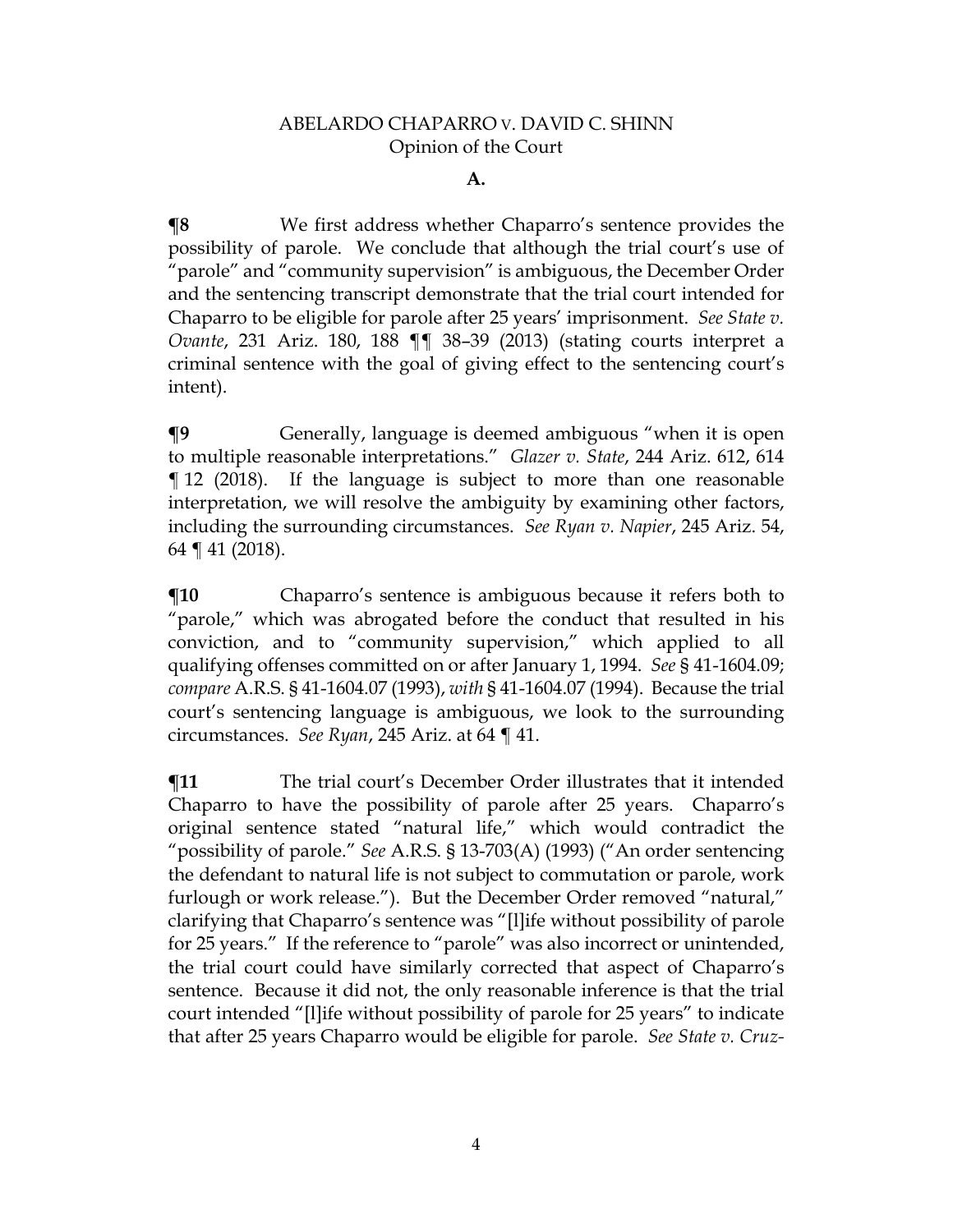### A.

**¶8** We first address whether Chaparro's sentence provides the possibility of parole. We conclude that although the trial court's use of "parole" and "community supervision" is ambiguous, the December Order and the sentencing transcript demonstrate that the trial court intended for Chaparro to be eligible for parole after 25 years' imprisonment. *See State v. Ovante*, 231 Ariz. 180, 188 ¶¶ 38–39 (2013) (stating courts interpret a criminal sentence with the goal of giving effect to the sentencing court's intent).

**¶9** Generally, language is deemed ambiguous "when it is open to multiple reasonable interpretations." *Glazer v. State*, 244 Ariz. 612, 614 ¶ 12 (2018). If the language is subject to more than one reasonable interpretation, we will resolve the ambiguity by examining other factors, including the surrounding circumstances. *See Ryan v. Napier*, 245 Ariz. 54, 64 ¶ 41 (2018).

**¶10** Chaparro's sentence is ambiguous because it refers both to "parole," which was abrogated before the conduct that resulted in his conviction, and to "community supervision," which applied to all qualifying offenses committed on or after January 1, 1994. *See* § 41-1604.09; *compare* A.R.S. § 41-1604.07 (1993), *with* § 41-1604.07 (1994). Because the trial court's sentencing language is ambiguous, we look to the surrounding circumstances. *See Ryan*, 245 Ariz. at 64 ¶ 41.

**¶11** The trial court's December Order illustrates that it intended Chaparro to have the possibility of parole after 25 years. Chaparro's original sentence stated "natural life," which would contradict the "possibility of parole." *See* A.R.S. § 13-703(A) (1993) ("An order sentencing the defendant to natural life is not subject to commutation or parole, work furlough or work release."). But the December Order removed "natural," clarifying that Chaparro's sentence was "[l]ife without possibility of parole for 25 years." If the reference to "parole" was also incorrect or unintended, the trial court could have similarly corrected that aspect of Chaparro's sentence. Because it did not, the only reasonable inference is that the trial court intended "[l]ife without possibility of parole for 25 years" to indicate that after 25 years Chaparro would be eligible for parole. *See State v. Cruz-*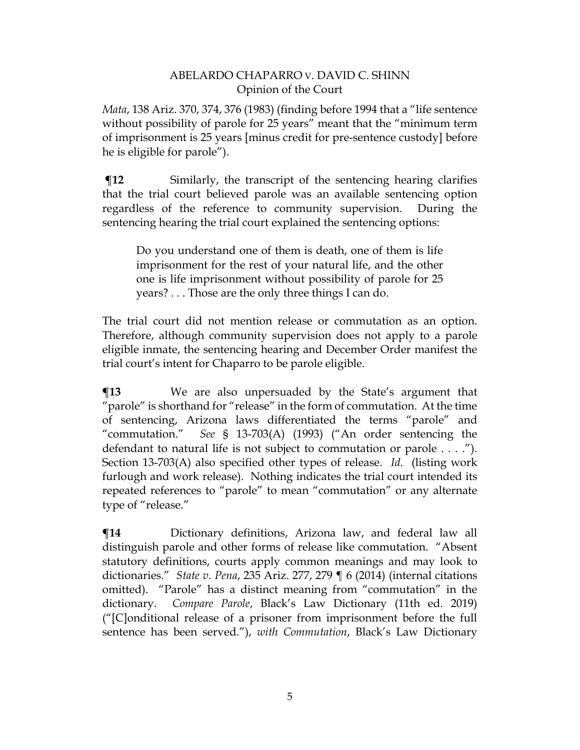*Mata*, 138 Ariz. 370, 374, 376 (1983) (finding before 1994 that a "life sentence without possibility of parole for 25 years" meant that the "minimum term of imprisonment is 25 years [minus credit for pre-sentence custody] before he is eligible for parole").

**¶12** Similarly, the transcript of the sentencing hearing clarifies that the trial court believed parole was an available sentencing option regardless of the reference to community supervision. During the sentencing hearing the trial court explained the sentencing options:

> Do you understand one of them is death, one of them is life imprisonment for the rest of your natural life, and the other one is life imprisonment without possibility of parole for 25 years? . . . Those are the only three things I can do.

The trial court did not mention release or commutation as an option. Therefore, although community supervision does not apply to a parole eligible inmate, the sentencing hearing and December Order manifest the trial court's intent for Chaparro to be parole eligible.

**¶13** We are also unpersuaded by the State's argument that "parole" is shorthand for "release" in the form of commutation. At the time of sentencing, Arizona laws differentiated the terms "parole" and "commutation." *See* § 13-703(A) (1993) ("An order sentencing the defendant to natural life is not subject to commutation or parole . . . ."). Section 13-703(A) also specified other types of release. *Id.* (listing work furlough and work release). Nothing indicates the trial court intended its repeated references to "parole" to mean "commutation" or any alternate type of "release."

**¶14** Dictionary definitions, Arizona law, and federal law all distinguish parole and other forms of release like commutation. "Absent statutory definitions, courts apply common meanings and may look to dictionaries." *State v. Pena*, 235 Ariz. 277, 279 ¶ 6 (2014) (internal citations omitted). "Parole" has a distinct meaning from "commutation" in the dictionary. *Compare Parole*, Black's Law Dictionary (11th ed. 2019) ("[C]onditional release of a prisoner from imprisonment before the full sentence has been served."), *with Commutation*, Black's Law Dictionary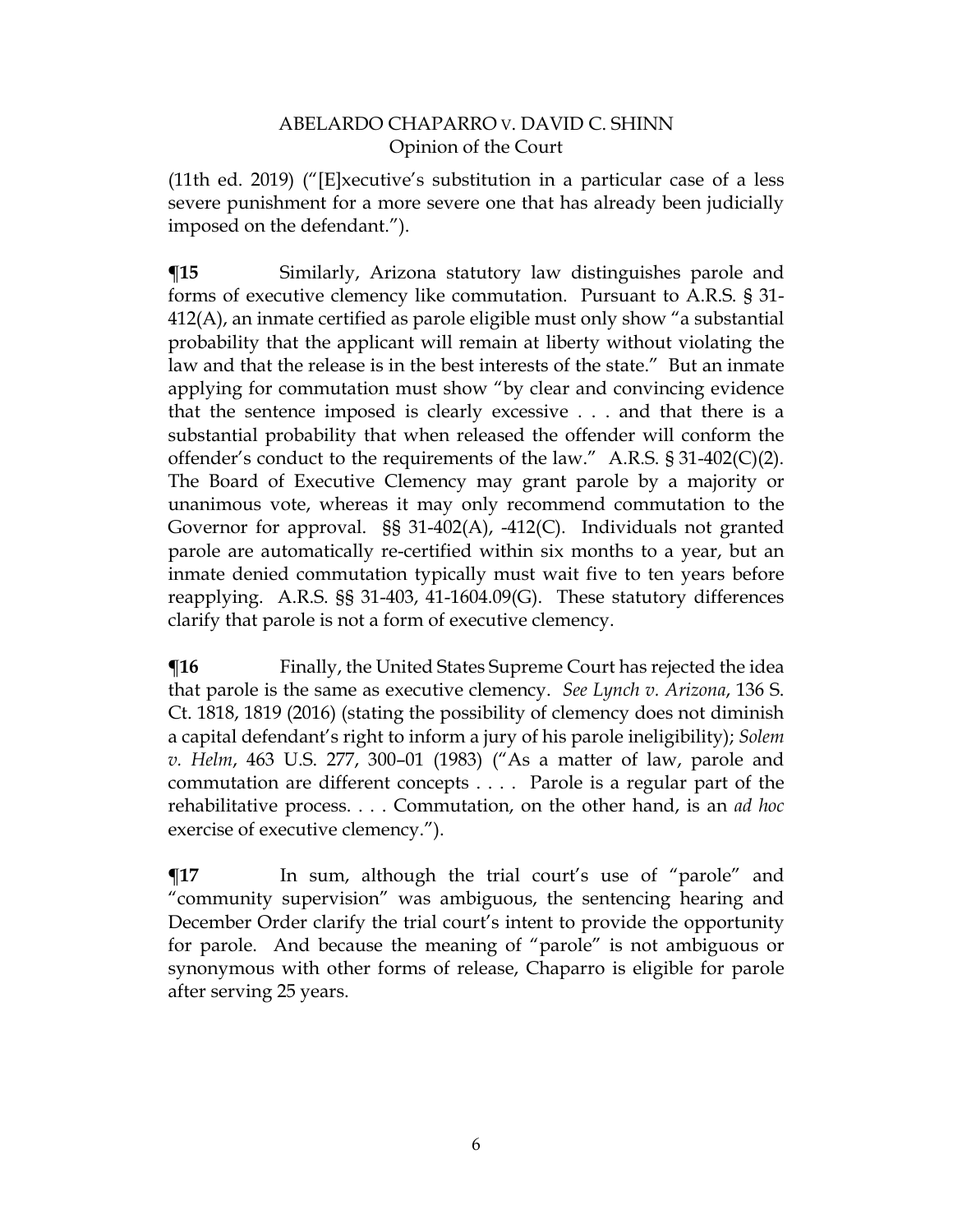(11th ed. 2019) ("[E]xecutive's substitution in a particular case of a less severe punishment for a more severe one that has already been judicially imposed on the defendant.").

**¶15** Similarly, Arizona statutory law distinguishes parole and forms of executive clemency like commutation. Pursuant to A.R.S. § 31-412(A), an inmate certified as parole eligible must only show "a substantial probability that the applicant will remain at liberty without violating the law and that the release is in the best interests of the state." But an inmate applying for commutation must show "by clear and convincing evidence that the sentence imposed is clearly excessive . . . and that there is a substantial probability that when released the offender will conform the offender's conduct to the requirements of the law." A.R.S. § 31-402(C)(2). The Board of Executive Clemency may grant parole by a majority or unanimous vote, whereas it may only recommend commutation to the Governor for approval. §§ 31-402(A), -412(C). Individuals not granted parole are automatically re-certified within six months to a year, but an inmate denied commutation typically must wait five to ten years before reapplying. A.R.S. §§ 31-403, 41-1604.09(G). These statutory differences clarify that parole is not a form of executive clemency.

**¶16** Finally, the United States Supreme Court has rejected the idea that parole is the same as executive clemency. *See Lynch v. Arizona*, 136 S. Ct. 1818, 1819 (2016) (stating the possibility of clemency does not diminish a capital defendant's right to inform a jury of his parole ineligibility); *Solem v. Helm*, 463 U.S. 277, 300–01 (1983) ("As a matter of law, parole and commutation are different concepts . . . . Parole is a regular part of the rehabilitative process. . . . Commutation, on the other hand, is an *ad hoc* exercise of executive clemency.").

**¶17** In sum, although the trial court's use of "parole" and "community supervision" was ambiguous, the sentencing hearing and December Order clarify the trial court's intent to provide the opportunity for parole. And because the meaning of "parole" is not ambiguous or synonymous with other forms of release, Chaparro is eligible for parole after serving 25 years.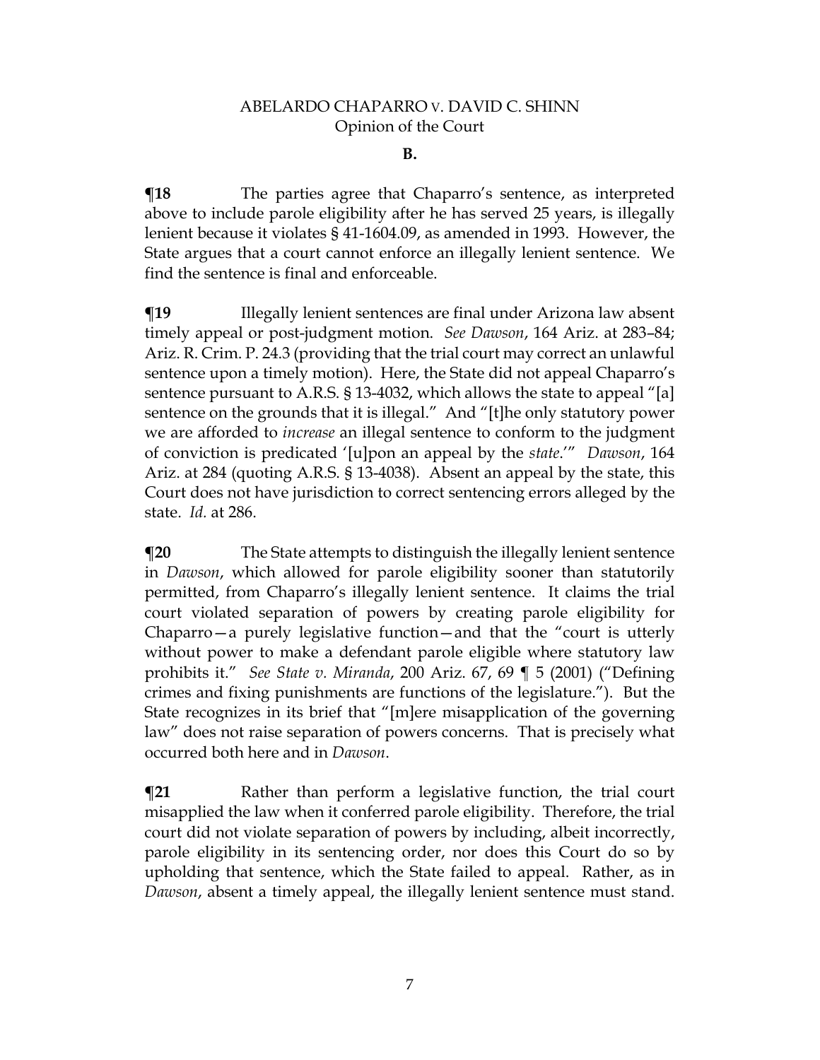### B.

**¶18** The parties agree that Chaparro's sentence, as interpreted above to include parole eligibility after he has served 25 years, is illegally lenient because it violates § 41-1604.09, as amended in 1993. However, the State argues that a court cannot enforce an illegally lenient sentence. We find the sentence is final and enforceable.

**¶19** Illegally lenient sentences are final under Arizona law absent timely appeal or post-judgment motion. *See Dawson*, 164 Ariz. at 283–84; Ariz. R. Crim. P. 24.3 (providing that the trial court may correct an unlawful sentence upon a timely motion). Here, the State did not appeal Chaparro's sentence pursuant to A.R.S. § 13-4032, which allows the state to appeal "[a] sentence on the grounds that it is illegal." And "[t]he only statutory power we are afforded to *increase* an illegal sentence to conform to the judgment of conviction is predicated '[u]pon an appeal by the *state*.'" *Dawson*, 164 Ariz. at 284 (quoting A.R.S. § 13-4038). Absent an appeal by the state, this Court does not have jurisdiction to correct sentencing errors alleged by the state. *Id.* at 286.

**¶20** The State attempts to distinguish the illegally lenient sentence in *Dawson*, which allowed for parole eligibility sooner than statutorily permitted, from Chaparro's illegally lenient sentence. It claims the trial court violated separation of powers by creating parole eligibility for Chaparro—a purely legislative function—and that the "court is utterly without power to make a defendant parole eligible where statutory law prohibits it." *See State v. Miranda*, 200 Ariz. 67, 69 ¶ 5 (2001) ("Defining crimes and fixing punishments are functions of the legislature."). But the State recognizes in its brief that "[m]ere misapplication of the governing law" does not raise separation of powers concerns. That is precisely what occurred both here and in *Dawson*.

**¶21** Rather than perform a legislative function, the trial court misapplied the law when it conferred parole eligibility. Therefore, the trial court did not violate separation of powers by including, albeit incorrectly, parole eligibility in its sentencing order, nor does this Court do so by upholding that sentence, which the State failed to appeal. Rather, as in *Dawson*, absent a timely appeal, the illegally lenient sentence must stand.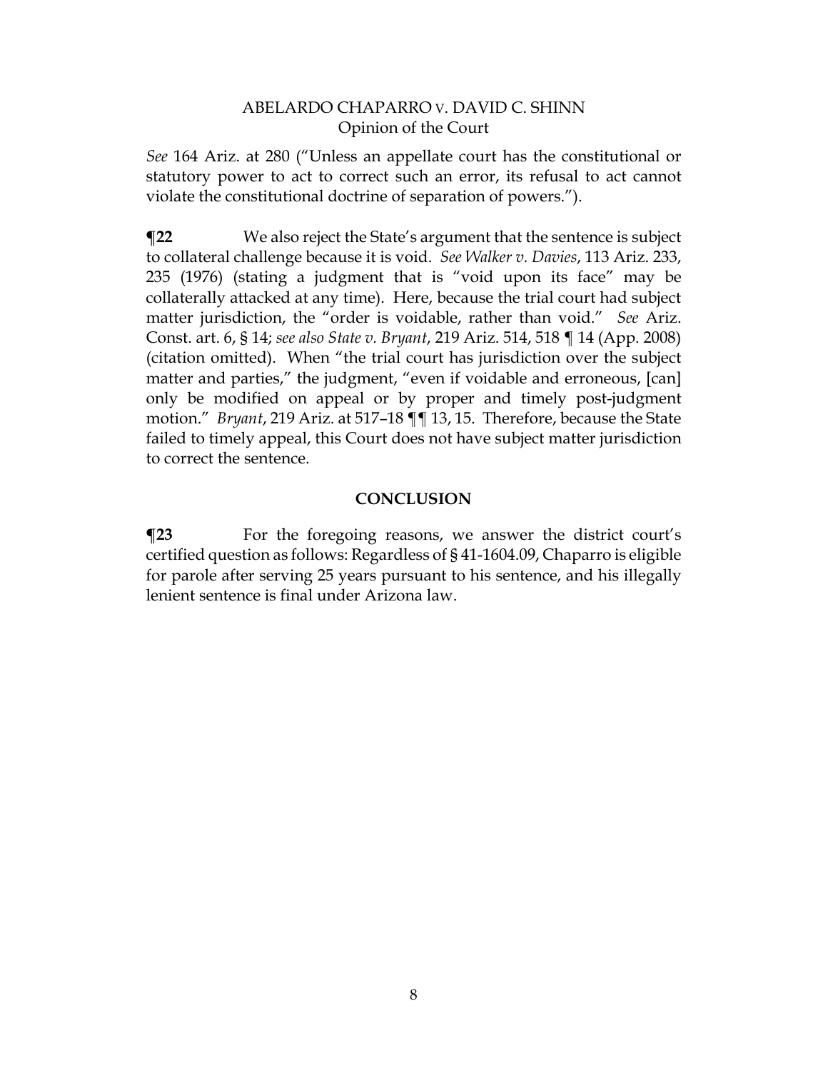*See* 164 Ariz. at 280 ("Unless an appellate court has the constitutional or statutory power to act to correct such an error, its refusal to act cannot violate the constitutional doctrine of separation of powers.").

**¶22** We also reject the State's argument that the sentence is subject to collateral challenge because it is void. *See Walker v. Davies*, 113 Ariz. 233, 235 (1976) (stating a judgment that is "void upon its face" may be collaterally attacked at any time). Here, because the trial court had subject matter jurisdiction, the "order is voidable, rather than void." *See* Ariz. Const. art. 6, § 14; *see also State v. Bryant*, 219 Ariz. 514, 518 ¶ 14 (App. 2008) (citation omitted). When "the trial court has jurisdiction over the subject matter and parties," the judgment, "even if voidable and erroneous, [can] only be modified on appeal or by proper and timely post-judgment motion." *Bryant*, 219 Ariz. at 517–18 ¶¶ 13, 15. Therefore, because the State failed to timely appeal, this Court does not have subject matter jurisdiction to correct the sentence.

## CONCLUSION

**¶23** For the foregoing reasons, we answer the district court's certified question as follows: Regardless of § 41-1604.09, Chaparro is eligible for parole after serving 25 years pursuant to his sentence, and his illegally lenient sentence is final under Arizona law.